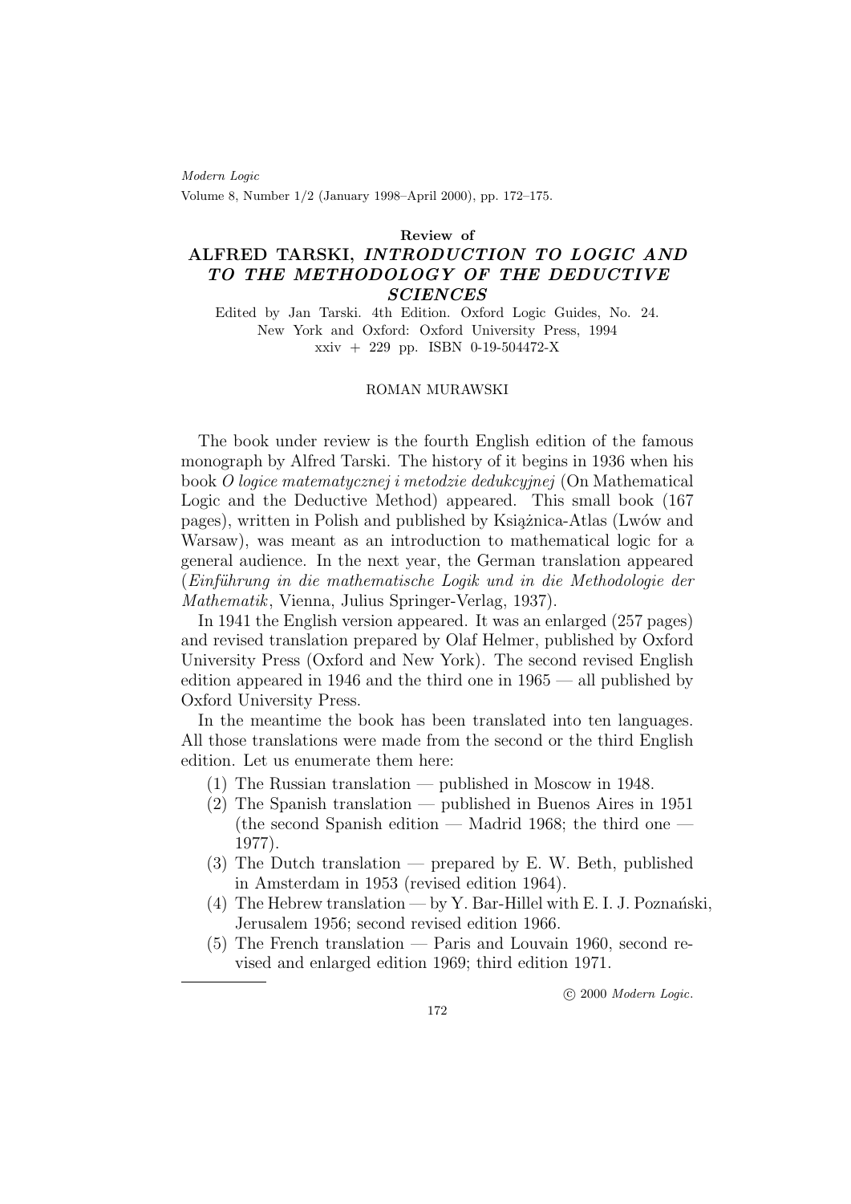Modern Logic
Volume 8, Number 1/2 (January 1998–April 2000), pp. 172–175.

**Review of**

# ALFRED TARSKI, *INTRODUCTION TO LOGIC AND TO THE METHODOLOGY OF THE DEDUCTIVE SCIENCES*

Edited by Jan Tarski. 4th Edition. Oxford Logic Guides, No. 24.
New York and Oxford: Oxford University Press, 1994
xxiv + 229 pp. ISBN 0-19-504472-X

ROMAN MURAWSKI

The book under review is the fourth English edition of the famous monograph by Alfred Tarski. The history of it begins in 1936 when his book *O logice matematycznej i metodzie dedukcyjnej* (On Mathematical Logic and the Deductive Method) appeared. This small book (167 pages), written in Polish and published by Książnica-Atlas (Lwów and Warsaw), was meant as an introduction to mathematical logic for a general audience. In the next year, the German translation appeared (*Einführung in die mathematische Logik und in die Methodologie der Mathematik*, Vienna, Julius Springer-Verlag, 1937).

In 1941 the English version appeared. It was an enlarged (257 pages) and revised translation prepared by Olaf Helmer, published by Oxford University Press (Oxford and New York). The second revised English edition appeared in 1946 and the third one in 1965 — all published by Oxford University Press.

In the meantime the book has been translated into ten languages. All those translations were made from the second or the third English edition. Let us enumerate them here:

1. The Russian translation — published in Moscow in 1948.
2. The Spanish translation — published in Buenos Aires in 1951 (the second Spanish edition — Madrid 1968; the third one — 1977).
3. The Dutch translation — prepared by E. W. Beth, published in Amsterdam in 1953 (revised edition 1964).
4. The Hebrew translation — by Y. Bar-Hillel with E. I. J. Poznański, Jerusalem 1956; second revised edition 1966.
5. The French translation — Paris and Louvain 1960, second revised and enlarged edition 1969; third edition 1971.

© 2000 *Modern Logic*.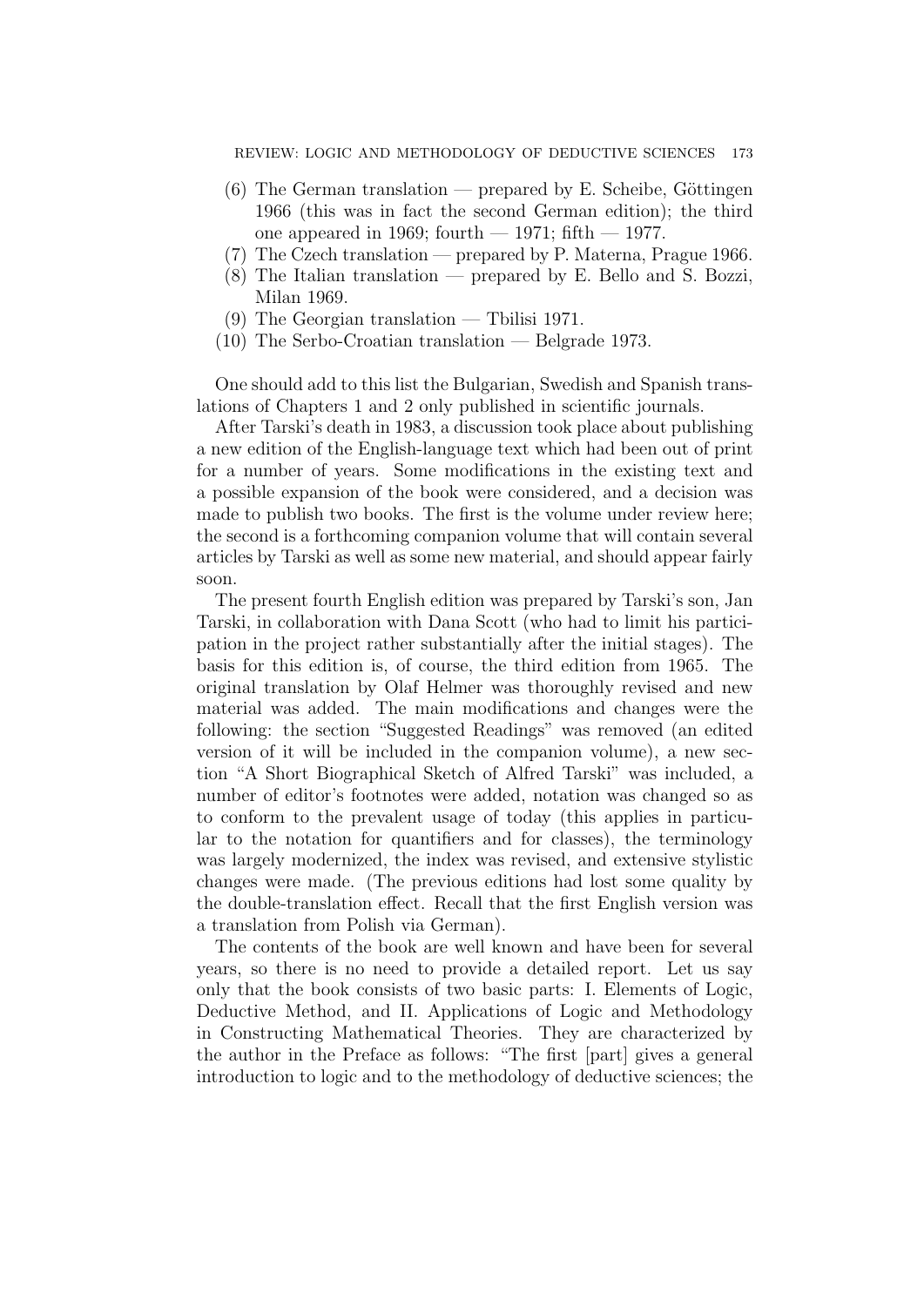(6) The German translation — prepared by E. Scheibe, Göttingen 1966 (this was in fact the second German edition); the third one appeared in 1969; fourth — 1971; fifth — 1977.
(7) The Czech translation — prepared by P. Materna, Prague 1966.
(8) The Italian translation — prepared by E. Bello and S. Bozzi, Milan 1969.
(9) The Georgian translation — Tbilisi 1971.
(10) The Serbo-Croatian translation — Belgrade 1973.

One should add to this list the Bulgarian, Swedish and Spanish translations of Chapters 1 and 2 only published in scientific journals.

After Tarski's death in 1983, a discussion took place about publishing a new edition of the English-language text which had been out of print for a number of years. Some modifications in the existing text and a possible expansion of the book were considered, and a decision was made to publish two books. The first is the volume under review here; the second is a forthcoming companion volume that will contain several articles by Tarski as well as some new material, and should appear fairly soon.

The present fourth English edition was prepared by Tarski's son, Jan Tarski, in collaboration with Dana Scott (who had to limit his participation in the project rather substantially after the initial stages). The basis for this edition is, of course, the third edition from 1965. The original translation by Olaf Helmer was thoroughly revised and new material was added. The main modifications and changes were the following: the section "Suggested Readings" was removed (an edited version of it will be included in the companion volume), a new section "A Short Biographical Sketch of Alfred Tarski" was included, a number of editor's footnotes were added, notation was changed so as to conform to the prevalent usage of today (this applies in particular to the notation for quantifiers and for classes), the terminology was largely modernized, the index was revised, and extensive stylistic changes were made. (The previous editions had lost some quality by the double-translation effect. Recall that the first English version was a translation from Polish via German).

The contents of the book are well known and have been for several years, so there is no need to provide a detailed report. Let us say only that the book consists of two basic parts: I. Elements of Logic, Deductive Method, and II. Applications of Logic and Methodology in Constructing Mathematical Theories. They are characterized by the author in the Preface as follows: "The first [part] gives a general introduction to logic and to the methodology of deductive sciences; the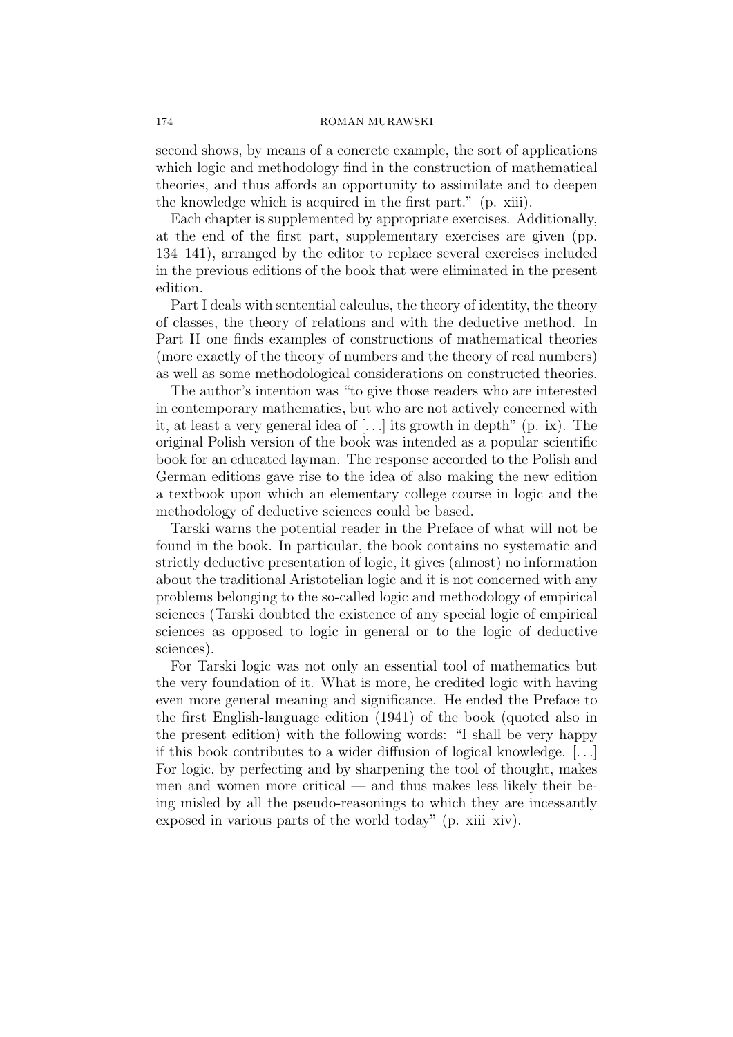second shows, by means of a concrete example, the sort of applications which logic and methodology find in the construction of mathematical theories, and thus affords an opportunity to assimilate and to deepen the knowledge which is acquired in the first part." (p. xiii).

Each chapter is supplemented by appropriate exercises. Additionally, at the end of the first part, supplementary exercises are given (pp. 134–141), arranged by the editor to replace several exercises included in the previous editions of the book that were eliminated in the present edition.

Part I deals with sentential calculus, the theory of identity, the theory of classes, the theory of relations and with the deductive method. In Part II one finds examples of constructions of mathematical theories (more exactly of the theory of numbers and the theory of real numbers) as well as some methodological considerations on constructed theories.

The author's intention was "to give those readers who are interested in contemporary mathematics, but who are not actively concerned with it, at least a very general idea of [...] its growth in depth" (p. ix). The original Polish version of the book was intended as a popular scientific book for an educated layman. The response accorded to the Polish and German editions gave rise to the idea of also making the new edition a textbook upon which an elementary college course in logic and the methodology of deductive sciences could be based.

Tarski warns the potential reader in the Preface of what will not be found in the book. In particular, the book contains no systematic and strictly deductive presentation of logic, it gives (almost) no information about the traditional Aristotelian logic and it is not concerned with any problems belonging to the so-called logic and methodology of empirical sciences (Tarski doubted the existence of any special logic of empirical sciences as opposed to logic in general or to the logic of deductive sciences).

For Tarski logic was not only an essential tool of mathematics but the very foundation of it. What is more, he credited logic with having even more general meaning and significance. He ended the Preface to the first English-language edition (1941) of the book (quoted also in the present edition) with the following words: "I shall be very happy if this book contributes to a wider diffusion of logical knowledge. [...] For logic, by perfecting and by sharpening the tool of thought, makes men and women more critical — and thus makes less likely their being misled by all the pseudo-reasonings to which they are incessantly exposed in various parts of the world today" (p. xiii–xiv).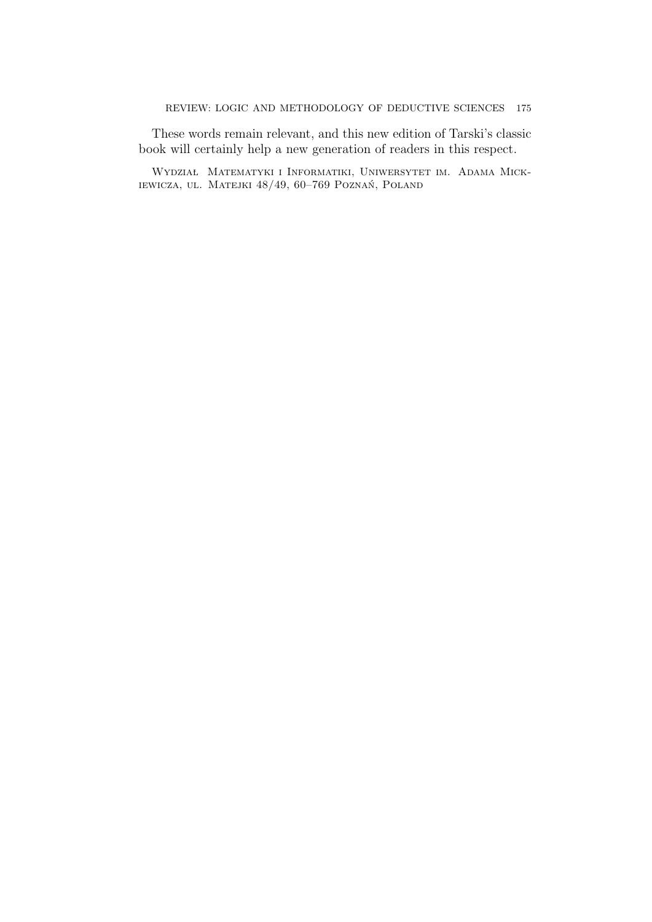These words remain relevant, and this new edition of Tarski's classic book will certainly help a new generation of readers in this respect.

Wydział Matematyki i Informatiki, Uniwersytet im. Adama Mickiewicza, ul. Matejki 48/49, 60–769 Poznań, Poland